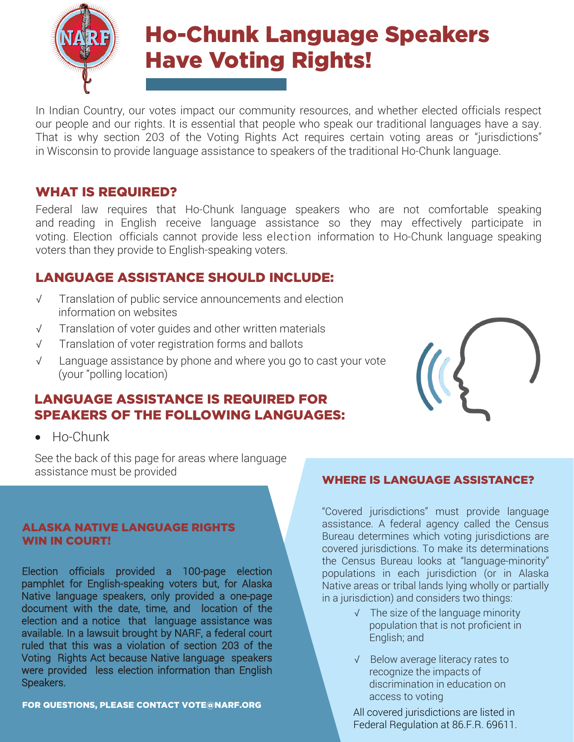# Ho-Chunk Language Speakers Have Voting Rights!

In Indian Country, our votes impact our community resources, and whether elected officials respect our people and our rights. It is essential that people who speak our traditional languages have a say. That is why section 203 of the Voting Rights Act requires certain voting areas or "jurisdictions" in Wisconsin to provide language assistance to speakers of the traditional Ho-Chunk language.

## WHAT IS REQUIRED?

Federal law requires that Ho-Chunk language speakers who are not comfortable speaking and reading in English receive language assistance so they may effectively participate in voting. Election officials cannot provide less election information to Ho-Chunk language speaking voters than they provide to English-speaking voters.

## LANGUAGE ASSISTANCE SHOULD INCLUDE:

- √ Translation of public service announcements and election information on websites
- √ Translation of voter guides and other written materials
- √ Translation of voter registration forms and ballots
- √ Language assistance by phone and where you go to cast your vote (your "polling location)

## LANGUAGE ASSISTANCE IS REQUIRED FOR SPEAKERS OF THE FOLLOWING LANGUAGES:

- Ho-Chunk

See the back of this page for areas where language assistance must be provided

### ALASKA NATIVE LANGUAGE RIGHTS WIN IN COURT!

Election officials provided a 100-page election pamphlet for English-speaking voters but, for Alaska Native language speakers, only provided a one-page document with the date, time, and location of the election and a notice that language assistance was available. In a lawsuit brought by NARF, a federal court ruled that this was a violation of section 203 of the Voting Rights Act because Native language speakers were provided less election information than English Speakers.

**FOR QUESTIONS, PLEASE CONTACT VOTE@NARF.ORG**

## WHERE IS LANGUAGE ASSISTANCE?

"Covered jurisdictions" must provide language assistance. A federal agency called the Census Bureau determines which voting jurisdictions are covered jurisdictions. To make its determinations the Census Bureau looks at "language-minority" populations in each jurisdiction (or in Alaska Native areas or tribal lands lying wholly or partially in a jurisdiction) and considers two things:

- √ The size of the language minority population that is not proficient in English; and
- √ Below average literacy rates to recognize the impacts of discrimination in education on access to voting

All covered jurisdictions are listed in Federal Regulation at 86.F.R. 69611.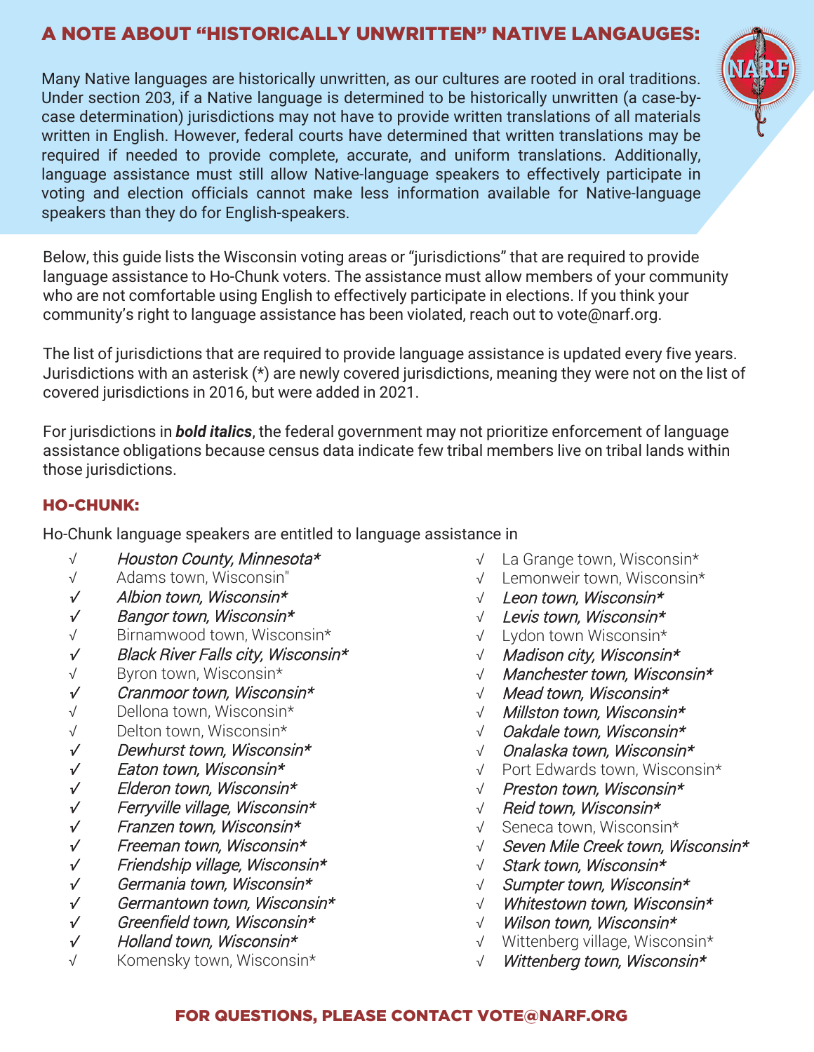## A NOTE ABOUT "HISTORICALLY UNWRITTEN" NATIVE LANGAUGES:

Many Native languages are historically unwritten, as our cultures are rooted in oral traditions. Under section 203, if a Native language is determined to be historically unwritten (a case-by-case determination) jurisdictions may not have to provide written translations of all materials written in English. However, federal courts have determined that written translations may be required if needed to provide complete, accurate, and uniform translations. Additionally, language assistance must still allow Native-language speakers to effectively participate in voting and election officials cannot make less information available for Native-language speakers than they do for English-speakers.

Below, this guide lists the Wisconsin voting areas or "jurisdictions" that are required to provide language assistance to Ho-Chunk voters. The assistance must allow members of your community who are not comfortable using English to effectively participate in elections. If you think your community's right to language assistance has been violated, reach out to vote@narf.org.

The list of jurisdictions that are required to provide language assistance is updated every five years. Jurisdictions with an asterisk (*) are newly covered jurisdictions, meaning they were not on the list of covered jurisdictions in 2016, but were added in 2021.

For jurisdictions in ***bold italics***, the federal government may not prioritize enforcement of language assistance obligations because census data indicate few tribal members live on tribal lands within those jurisdictions.

### HO-CHUNK:

Ho-Chunk language speakers are entitled to language assistance in

- √ ***Houston County, Minnesota****
- √ Adams town, Wisconsin"
- √ ***Albion town, Wisconsin****
- √ ***Bangor town, Wisconsin****
- √ Birnamwood town, Wisconsin*
- √ ***Black River Falls city, Wisconsin****
- √ Byron town, Wisconsin*
- √ ***Cranmoor town, Wisconsin****
- √ Dellona town, Wisconsin*
- √ Delton town, Wisconsin*
- √ ***Dewhurst town, Wisconsin****
- √ ***Eaton town, Wisconsin****
- √ ***Elderon town, Wisconsin****
- √ ***Ferryville village, Wisconsin****
- √ ***Franzen town, Wisconsin****
- √ ***Freeman town, Wisconsin****
- √ ***Friendship village, Wisconsin****
- √ ***Germania town, Wisconsin****
- √ ***Germantown town, Wisconsin****
- √ ***Greenfield town, Wisconsin****
- √ ***Holland town, Wisconsin****
- √ Komensky town, Wisconsin*
- √ La Grange town, Wisconsin*
- √ Lemonweir town, Wisconsin*
- √ ***Leon town, Wisconsin****
- √ ***Levis town, Wisconsin****
- √ Lydon town Wisconsin*
- √ ***Madison city, Wisconsin****
- √ ***Manchester town, Wisconsin****
- √ ***Mead town, Wisconsin****
- √ ***Millston town, Wisconsin****
- √ ***Oakdale town, Wisconsin****
- √ ***Onalaska town, Wisconsin****
- √ Port Edwards town, Wisconsin*
- √ ***Preston town, Wisconsin****
- √ ***Reid town, Wisconsin****
- √ Seneca town, Wisconsin*
- √ ***Seven Mile Creek town, Wisconsin****
- √ ***Stark town, Wisconsin****
- √ ***Sumpter town, Wisconsin****
- √ ***Whitestown town, Wisconsin****
- √ ***Wilson town, Wisconsin****
- √ Wittenberg village, Wisconsin*
- √ ***Wittenberg town, Wisconsin****

**FOR QUESTIONS, PLEASE CONTACT VOTE@NARF.ORG**